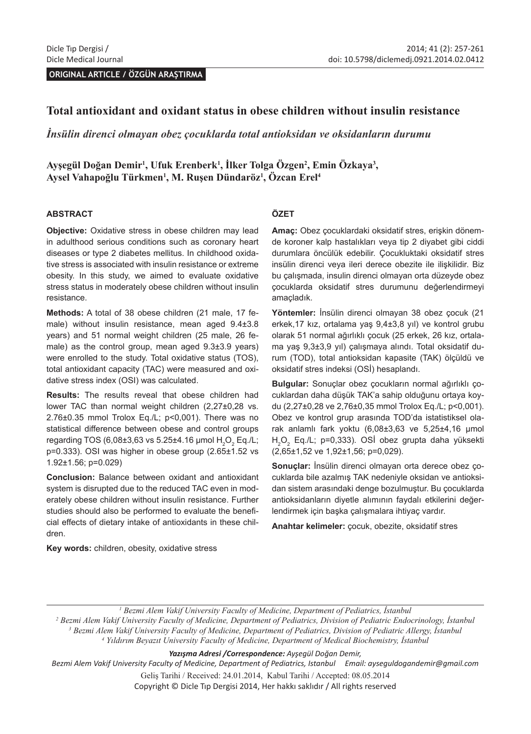ORIGINAL ARTICLE / ÖZGÜN ARAŞTIRMA

# Total antioxidant and oxidant status in obese children without insulin resistance

## *İnsülin direnci olmayan obez çocuklarda total antioksidan ve oksidanların durumu*

**Ayşegül Doğan Demir[1], Ufuk Erenberk[1], İlker Tolga Özgen[2], Emin Özkaya[3], Aysel Vahapoğlu Türkmen[1], M. Ruşen Dündaröz[1], Özcan Erel[4]**

### ABSTRACT

**Objective:** Oxidative stress in obese children may lead in adulthood serious conditions such as coronary heart diseases or type 2 diabetes mellitus. In childhood oxidative stress is associated with insulin resistance or extreme obesity. In this study, we aimed to evaluate oxidative stress status in moderately obese children without insulin resistance.

**Methods:** A total of 38 obese children (21 male, 17 female) without insulin resistance, mean aged 9.4±3.8 years) and 51 normal weight children (25 male, 26 female) as the control group, mean aged 9.3±3.9 years) were enrolled to the study. Total oxidative status (TOS), total antioxidant capacity (TAC) were measured and oxidative stress index (OSI) was calculated.

**Results:** The results reveal that obese children had lower TAC than normal weight children (2,27±0,28 vs. 2.76±0.35 mmol Trolox Eq./L; p<0,001). There was no statistical difference between obese and control groups regarding TOS (6,08±3,63 vs 5.25±4.16 μmol $H_2O_2$ Eq./L; p=0.333). OSI was higher in obese group (2.65±1.52 vs 1.92±1.56; p=0.029)

**Conclusion:** Balance between oxidant and antioxidant system is disrupted due to the reduced TAC even in moderately obese children without insulin resistance. Further studies should also be performed to evaluate the beneficial effects of dietary intake of antioxidants in these children.

**Key words:** children, obesity, oxidative stress

### ÖZET

**Amaç:** Obez çocuklardaki oksidatif stres, erişkin dönemde koroner kalp hastalıkları veya tip 2 diyabet gibi ciddi durumlara öncülük edebilir. Çocukluktaki oksidatif stres insülin direnci veya ileri derece obezite ile ilişkilidir. Biz bu çalışmada, insulin direnci olmayan orta düzeyde obez çocuklarda oksidatif stres durumunu değerlendirmeyi amaçladık.

**Yöntemler:** İnsülin direnci olmayan 38 obez çocuk (21 erkek,17 kız, ortalama yaş 9,4±3,8 yıl) ve kontrol grubu olarak 51 normal ağırlıklı çocuk (25 erkek, 26 kız, ortalama yaş 9,3±3,9 yıl) çalışmaya alındı. Total oksidatif durum (TOD), total antioksidan kapasite (TAK) ölçüldü ve oksidatif stres indeksi (OSİ) hesaplandı.

**Bulgular:** Sonuçlar obez çocukların normal ağırlıklı çocuklardan daha düşük TAK'a sahip olduğunu ortaya koydu (2,27±0,28 ve 2,76±0,35 mmol Trolox Eq./L; p<0,001). Obez ve kontrol grup arasında TOD'da istatistiksel olarak anlamlı fark yoktu (6,08±3,63 ve 5,25±4,16 μmol $H_2O_2$ Eq./L; p=0,333). OSİ obez grupta daha yüksekti (2,65±1,52 ve 1,92±1,56; p=0,029).

**Sonuçlar:** İnsülin direnci olmayan orta derece obez çocuklarda bile azalmış TAK nedeniyle oksidan ve antioksidan sistem arasındaki denge bozulmuştur. Bu çocuklarda antioksidanların diyetle alımının faydalı etkilerini değerlendirmek için başka çalışmalara ihtiyaç vardır.

**Anahtar kelimeler:** çocuk, obezite, oksidatif stres

---

[1] *Bezmi Alem Vakif University Faculty of Medicine, Department of Pediatrics, İstanbul*
[2] *Bezmi Alem Vakif University Faculty of Medicine, Department of Pediatrics, Division of Pediatric Endocrinology, İstanbul*
[3] *Bezmi Alem Vakif University Faculty of Medicine, Department of Pediatrics, Division of Pediatric Allergy, İstanbul*
[4] *Yıldırım Beyazıt University Faculty of Medicine, Department of Medical Biochemistry, İstanbul*

***Yazışma Adresi /Correspondence:*** *Ayşegül Doğan Demir,*
*Bezmi Alem Vakif University Faculty of Medicine, Department of Pediatrics, Istanbul Email: aysegulldogandemir@gmail.com*

Geliş Tarihi / Received: 24.01.2014, Kabul Tarihi / Accepted: 08.05.2014

Copyright © Dicle Tıp Dergisi 2014, Her hakkı saklıdır / All rights reserved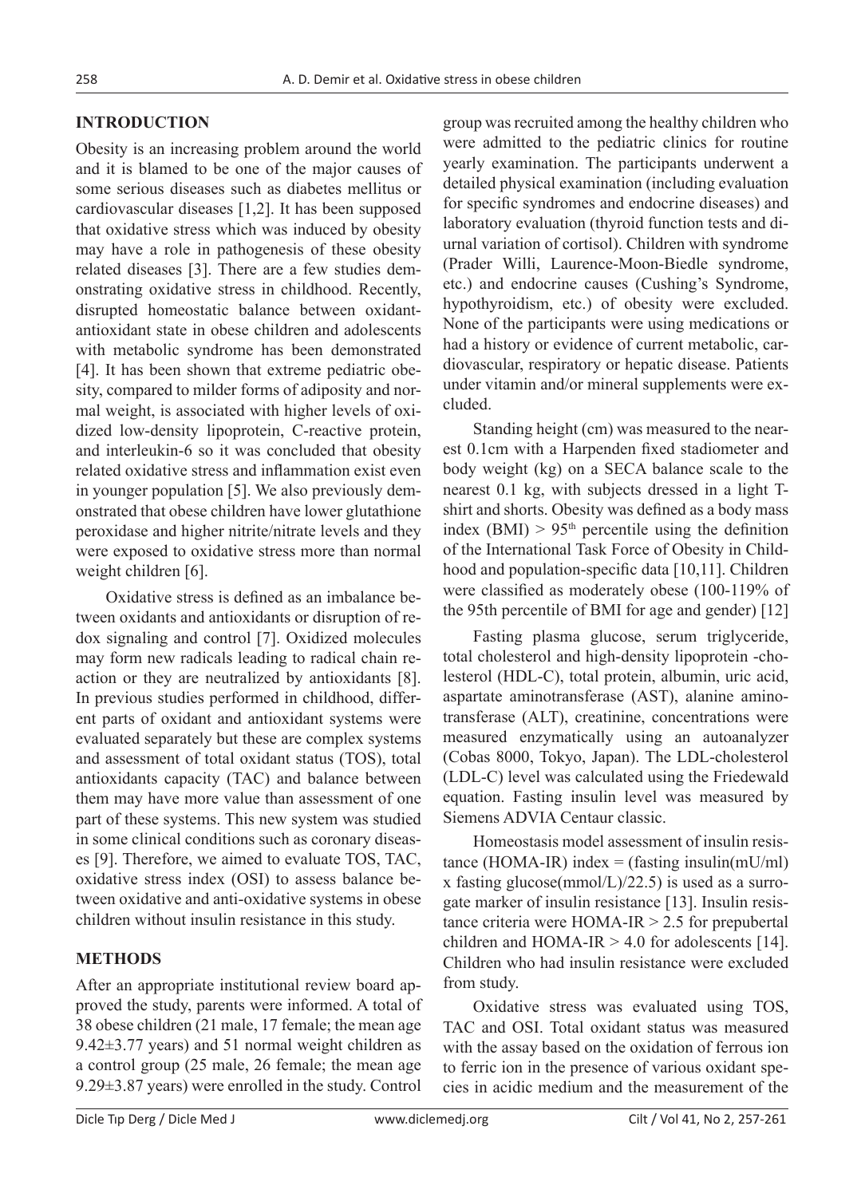## INTRODUCTION

Obesity is an increasing problem around the world and it is blamed to be one of the major causes of some serious diseases such as diabetes mellitus or cardiovascular diseases [1,2]. It has been supposed that oxidative stress which was induced by obesity may have a role in pathogenesis of these obesity related diseases [3]. There are a few studies demonstrating oxidative stress in childhood. Recently, disrupted homeostatic balance between oxidant-antioxidant state in obese children and adolescents with metabolic syndrome has been demonstrated [4]. It has been shown that extreme pediatric obesity, compared to milder forms of adiposity and normal weight, is associated with higher levels of oxidized low-density lipoprotein, C-reactive protein, and interleukin-6 so it was concluded that obesity related oxidative stress and inflammation exist even in younger population [5]. We also previously demonstrated that obese children have lower glutathione peroxidase and higher nitrite/nitrate levels and they were exposed to oxidative stress more than normal weight children [6].

Oxidative stress is defined as an imbalance between oxidants and antioxidants or disruption of redox signaling and control [7]. Oxidized molecules may form new radicals leading to radical chain reaction or they are neutralized by antioxidants [8]. In previous studies performed in childhood, different parts of oxidant and antioxidant systems were evaluated separately but these are complex systems and assessment of total oxidant status (TOS), total antioxidants capacity (TAC) and balance between them may have more value than assessment of one part of these systems. This new system was studied in some clinical conditions such as coronary diseases [9]. Therefore, we aimed to evaluate TOS, TAC, oxidative stress index (OSI) to assess balance between oxidative and anti-oxidative systems in obese children without insulin resistance in this study.

## METHODS

After an appropriate institutional review board approved the study, parents were informed. A total of 38 obese children (21 male, 17 female; the mean age 9.42±3.77 years) and 51 normal weight children as a control group (25 male, 26 female; the mean age 9.29±3.87 years) were enrolled in the study. Control group was recruited among the healthy children who were admitted to the pediatric clinics for routine yearly examination. The participants underwent a detailed physical examination (including evaluation for specific syndromes and endocrine diseases) and laboratory evaluation (thyroid function tests and diurnal variation of cortisol). Children with syndrome (Prader Willi, Laurence-Moon-Biedle syndrome, etc.) and endocrine causes (Cushing's Syndrome, hypothyroidism, etc.) of obesity were excluded. None of the participants were using medications or had a history or evidence of current metabolic, cardiovascular, respiratory or hepatic disease. Patients under vitamin and/or mineral supplements were excluded.

Standing height (cm) was measured to the nearest 0.1cm with a Harpenden fixed stadiometer and body weight (kg) on a SECA balance scale to the nearest 0.1 kg, with subjects dressed in a light T-shirt and shorts. Obesity was defined as a body mass index (BMI) > $95^{th}$ percentile using the definition of the International Task Force of Obesity in Childhood and population-specific data [10,11]. Children were classified as moderately obese (100-119% of the 95th percentile of BMI for age and gender) [12]

Fasting plasma glucose, serum triglyceride, total cholesterol and high-density lipoprotein -cholesterol (HDL-C), total protein, albumin, uric acid, aspartate aminotransferase (AST), alanine aminotransferase (ALT), creatinine, concentrations were measured enzymatically using an autoanalyzer (Cobas 8000, Tokyo, Japan). The LDL-cholesterol (LDL-C) level was calculated using the Friedewald equation. Fasting insulin level was measured by Siemens ADVIA Centaur classic.

Homeostasis model assessment of insulin resistance (HOMA-IR) index = (fasting insulin(mU/ml) x fasting glucose(mmol/L)/22.5) is used as a surrogate marker of insulin resistance [13]. Insulin resistance criteria were HOMA-IR > 2.5 for prepubertal children and HOMA-IR > 4.0 for adolescents [14]. Children who had insulin resistance were excluded from study.

Oxidative stress was evaluated using TOS, TAC and OSI. Total oxidant status was measured with the assay based on the oxidation of ferrous ion to ferric ion in the presence of various oxidant species in acidic medium and the measurement of the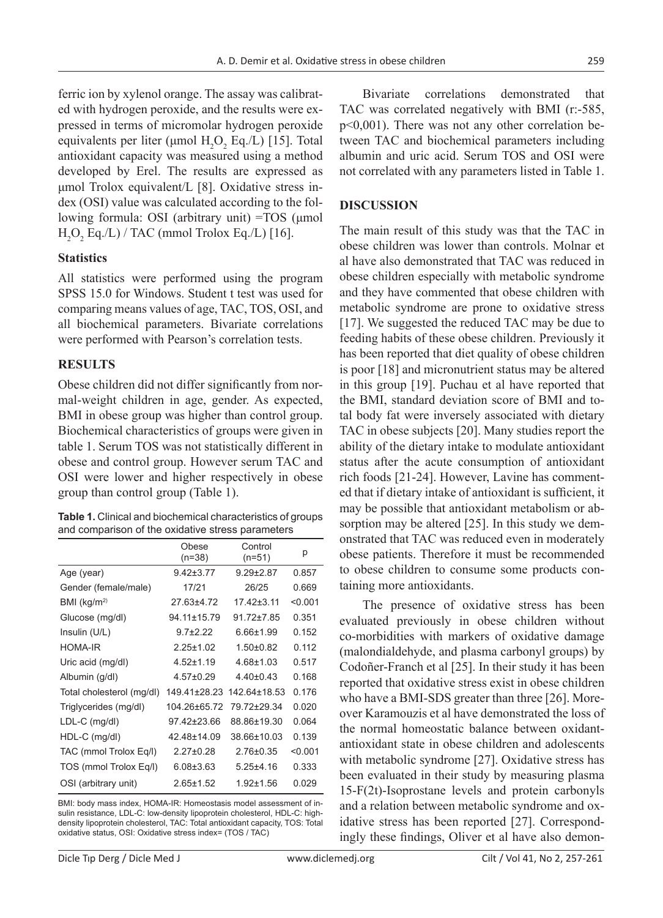ferric ion by xylenol orange. The assay was calibrated with hydrogen peroxide, and the results were expressed in terms of micromolar hydrogen peroxide equivalents per liter (µmol $H_2O_2$ Eq./L) [15]. Total antioxidant capacity was measured using a method developed by Erel. The results are expressed as µmol Trolox equivalent/L [8]. Oxidative stress index (OSI) value was calculated according to the following formula: OSI (arbitrary unit) =TOS (µmol $H_2O_2$ Eq./L) / TAC (mmol Trolox Eq./L) [16].

### Statistics

All statistics were performed using the program SPSS 15.0 for Windows. Student t test was used for comparing means values of age, TAC, TOS, OSI, and all biochemical parameters. Bivariate correlations were performed with Pearson's correlation tests.

## RESULTS

Obese children did not differ significantly from normal-weight children in age, gender. As expected, BMI in obese group was higher than control group. Biochemical characteristics of groups were given in table 1. Serum TOS was not statistically different in obese and control group. However serum TAC and OSI were lower and higher respectively in obese group than control group (Table 1).

**Table 1.** Clinical and biochemical characteristics of groups and comparison of the oxidative stress parameters

| | Obese (n=38) | Control (n=51) | p |
|---|---|---|---|
| Age (year) | 9.42±3.77 | 9.29±2.87 | 0.857 |
| Gender (female/male) | 17/21 | 26/25 | 0.669 |
| BMI (kg/m$^2$) | 27.63±4.72 | 17.42±3.11 | <0.001 |
| Glucose (mg/dl) | 94.11±15.79 | 91.72±7.85 | 0.351 |
| Insulin (U/L) | 9.7±2.22 | 6.66±1.99 | 0.152 |
| HOMA-IR | 2.25±1.02 | 1.50±0.82 | 0.112 |
| Uric acid (mg/dl) | 4.52±1.19 | 4.68±1.03 | 0.517 |
| Albumin (g/dl) | 4.57±0.29 | 4.40±0.43 | 0.168 |
| Total cholesterol (mg/dl) | 149.41±28.23 | 142.64±18.53 | 0.176 |
| Triglycerides (mg/dl) | 104.26±65.72 | 79.72±29.34 | 0.020 |
| LDL-C (mg/dl) | 97.42±23.66 | 88.86±19.30 | 0.064 |
| HDL-C (mg/dl) | 42.48±14.09 | 38.66±10.03 | 0.139 |
| TAC (mmol Trolox Eq/l) | 2.27±0.28 | 2.76±0.35 | <0.001 |
| TOS (mmol Trolox Eq/l) | 6.08±3.63 | 5.25±4.16 | 0.333 |
| OSI (arbitrary unit) | 2.65±1.52 | 1.92±1.56 | 0.029 |

BMI: body mass index, HOMA-IR: Homeostasis model assessment of insulin resistance, LDL-C: low-density lipoprotein cholesterol, HDL-C: high-density lipoprotein cholesterol, TAC: Total antioxidant capacity, TOS: Total oxidative status, OSI: Oxidative stress index= (TOS / TAC)

Bivariate correlations demonstrated that TAC was correlated negatively with BMI (r:-585, p<0,001). There was not any other correlation between TAC and biochemical parameters including albumin and uric acid. Serum TOS and OSI were not correlated with any parameters listed in Table 1.

## DISCUSSION

The main result of this study was that the TAC in obese children was lower than controls. Molnar et al have also demonstrated that TAC was reduced in obese children especially with metabolic syndrome and they have commented that obese children with metabolic syndrome are prone to oxidative stress [17]. We suggested the reduced TAC may be due to feeding habits of these obese children. Previously it has been reported that diet quality of obese children is poor [18] and micronutrient status may be altered in this group [19]. Puchau et al have reported that the BMI, standard deviation score of BMI and total body fat were inversely associated with dietary TAC in obese subjects [20]. Many studies report the ability of the dietary intake to modulate antioxidant status after the acute consumption of antioxidant rich foods [21-24]. However, Lavine has commented that if dietary intake of antioxidant is sufficient, it may be possible that antioxidant metabolism or absorption may be altered [25]. In this study we demonstrated that TAC was reduced even in moderately obese patients. Therefore it must be recommended to obese children to consume some products containing more antioxidants.

The presence of oxidative stress has been evaluated previously in obese children without co-morbidities with markers of oxidative damage (malondialdehyde, and plasma carbonyl groups) by Codoñer-Franch et al [25]. In their study it has been reported that oxidative stress exist in obese children who have a BMI-SDS greater than three [26]. Moreover Karamouzis et al have demonstrated the loss of the normal homeostatic balance between oxidant-antioxidant state in obese children and adolescents with metabolic syndrome [27]. Oxidative stress has been evaluated in their study by measuring plasma 15-F(2t)-Isoprostane levels and protein carbonyls and a relation between metabolic syndrome and oxidative stress has been reported [27]. Correspondingly these findings, Oliver et al have also demon-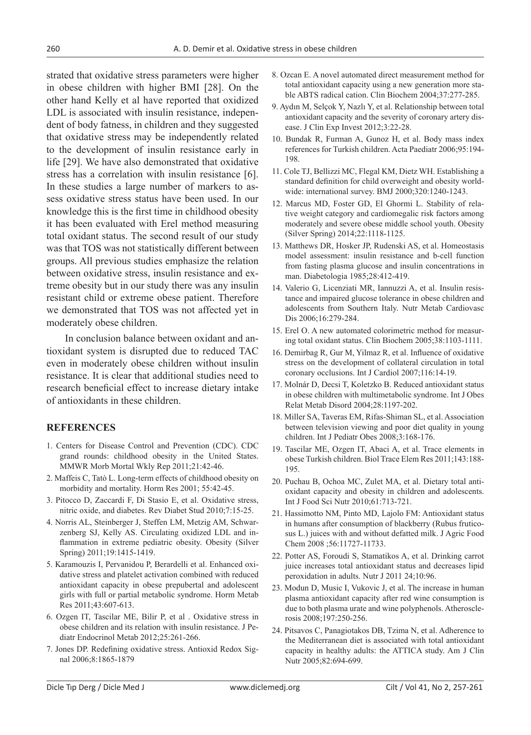strated that oxidative stress parameters were higher in obese children with higher BMI [28]. On the other hand Kelly et al have reported that oxidized LDL is associated with insulin resistance, independent of body fatness, in children and they suggested that oxidative stress may be independently related to the development of insulin resistance early in life [29]. We have also demonstrated that oxidative stress has a correlation with insulin resistance [6]. In these studies a large number of markers to assess oxidative stress status have been used. In our knowledge this is the first time in childhood obesity it has been evaluated with Erel method measuring total oxidant status. The second result of our study was that TOS was not statistically different between groups. All previous studies emphasize the relation between oxidative stress, insulin resistance and extreme obesity but in our study there was any insulin resistant child or extreme obese patient. Therefore we demonstrated that TOS was not affected yet in moderately obese children.

In conclusion balance between oxidant and antioxidant system is disrupted due to reduced TAC even in moderately obese children without insulin resistance. It is clear that additional studies need to research beneficial effect to increase dietary intake of antioxidants in these children.

## REFERENCES

1. Centers for Disease Control and Prevention (CDC). CDC grand rounds: childhood obesity in the United States. MMWR Morb Mortal Wkly Rep 2011;21:42-46.
2. Maffeis C, Tatò L. Long-term effects of childhood obesity on morbidity and mortality. Horm Res 2001; 55:42-45.
3. Pitocco D, Zaccardi F, Di Stasio E, et al. Oxidative stress, nitric oxide, and diabetes. Rev Diabet Stud 2010;7:15-25.
4. Norris AL, Steinberger J, Steffen LM, Metzig AM, Schwarzenberg SJ, Kelly AS. Circulating oxidized LDL and inflammation in extreme pediatric obesity. Obesity (Silver Spring) 2011;19:1415-1419.
5. Karamouzis I, Pervanidou P, Berardelli et al. Enhanced oxidative stress and platelet activation combined with reduced antioxidant capacity in obese prepubertal and adolescent girls with full or partial metabolic syndrome. Horm Metab Res 2011;43:607-613.
6. Ozgen IT, Tascilar ME, Bilir P, et al . Oxidative stress in obese children and its relation with insulin resistance. J Pediatr Endocrinol Metab 2012;25:261-266.
7. Jones DP. Redefining oxidative stress. Antioxid Redox Signal 2006;8:1865-1879
8. Ozcan E. A novel automated direct measurement method for total antioxidant capacity using a new generation more stable ABTS radical cation. Clin Biochem 2004;37:277-285.
9. Aydın M, Selçok Y, Nazlı Y, et al. Relationship between total antioxidant capacity and the severity of coronary artery disease. J Clin Exp Invest 2012;3:22-28.
10. Bundak R, Furman A, Gunoz H, et al. Body mass index references for Turkish children. Acta Paediatr 2006;95:194-198.
11. Cole TJ, Bellizzi MC, Flegal KM, Dietz WH. Establishing a standard definition for child overweight and obesity worldwide: international survey. BMJ 2000;320:1240-1243.
12. Marcus MD, Foster GD, El Ghormi L. Stability of relative weight category and cardiomegalic risk factors among moderately and severe obese middle school youth. Obesity (Silver Spring) 2014;22:1118-1125.
13. Matthews DR, Hosker JP, Rudenski AS, et al. Homeostasis model assessment: insulin resistance and b-cell function from fasting plasma glucose and insulin concentrations in man. Diabetologia 1985;28:412-419.
14. Valerio G, Licenziati MR, Iannuzzi A, et al. Insulin resistance and impaired glucose tolerance in obese children and adolescents from Southern Italy. Nutr Metab Cardiovasc Dis 2006;16:279-284.
15. Erel O. A new automated colorimetric method for measuring total oxidant status. Clin Biochem 2005;38:1103-1111.
16. Demirbag R, Gur M, Yilmaz R, et al. Influence of oxidative stress on the development of collateral circulation in total coronary occlusions. Int J Cardiol 2007;116:14-19.
17. Molnár D, Decsi T, Koletzko B. Reduced antioxidant status in obese children with multimetabolic syndrome. Int J Obes Relat Metab Disord 2004;28:1197-202.
18. Miller SA, Taveras EM, Rifas-Shiman SL, et al. Association between television viewing and poor diet quality in young children. Int J Pediatr Obes 2008;3:168-176.
19. Tascilar ME, Ozgen IT, Abaci A, et al. Trace elements in obese Turkish children. Biol Trace Elem Res 2011;143:188-195.
20. Puchau B, Ochoa MC, Zulet MA, et al. Dietary total antioxidant capacity and obesity in children and adolescents. Int J Food Sci Nutr 2010;61:713-721.
21. Hassimotto NM, Pinto MD, Lajolo FM: Antioxidant status in humans after consumption of blackberry (Rubus fruticosus L.) juices with and without defatted milk. J Agric Food Chem 2008 ;56:11727-11733.
22. Potter AS, Foroudi S, Stamatikos A, et al. Drinking carrot juice increases total antioxidant status and decreases lipid peroxidation in adults. Nutr J 2011 24;10:96.
23. Modun D, Music I, Vukovic J, et al. The increase in human plasma antioxidant capacity after red wine consumption is due to both plasma urate and wine polyphenols. Atherosclerosis 2008;197:250-256.
24. Pitsavos C, Panagiotakos DB, Tzima N, et al. Adherence to the Mediterranean diet is associated with total antioxidant capacity in healthy adults: the ATTICA study. Am J Clin Nutr 2005;82:694-699.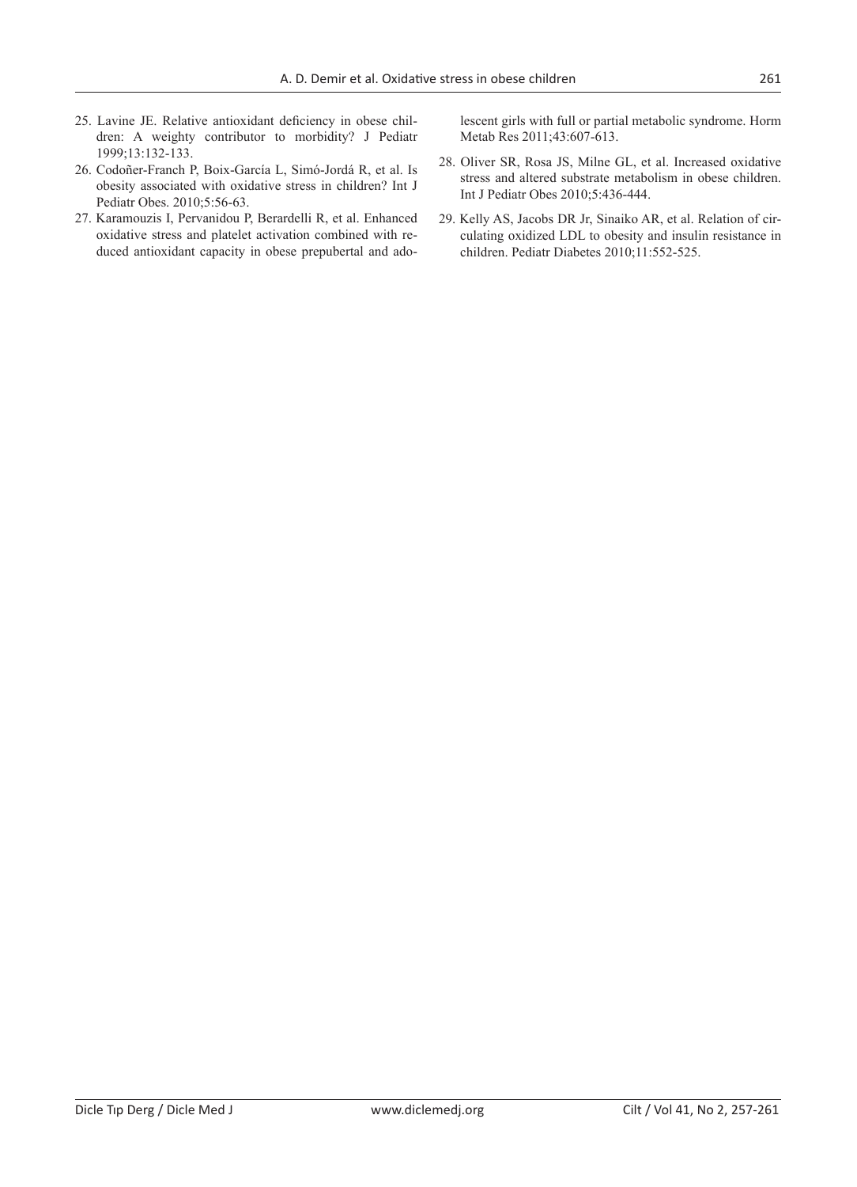25. Lavine JE. Relative antioxidant deficiency in obese children: A weighty contributor to morbidity? J Pediatr 1999;13:132-133.
26. Codoñer-Franch P, Boix-García L, Simó-Jordá R, et al. Is obesity associated with oxidative stress in children? Int J Pediatr Obes. 2010;5:56-63.
27. Karamouzis I, Pervanidou P, Berardelli R, et al. Enhanced oxidative stress and platelet activation combined with reduced antioxidant capacity in obese prepubertal and adolescent girls with full or partial metabolic syndrome. Horm Metab Res 2011;43:607-613.
28. Oliver SR, Rosa JS, Milne GL, et al. Increased oxidative stress and altered substrate metabolism in obese children. Int J Pediatr Obes 2010;5:436-444.
29. Kelly AS, Jacobs DR Jr, Sinaiko AR, et al. Relation of circulating oxidized LDL to obesity and insulin resistance in children. Pediatr Diabetes 2010;11:552-525.